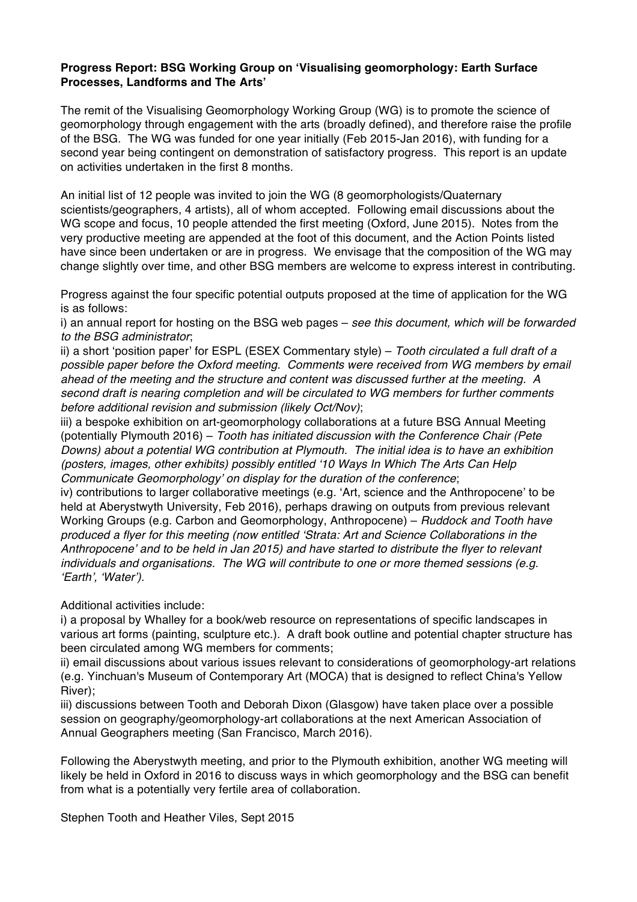**Progress Report: BSG Working Group on 'Visualising geomorphology: Earth Surface Processes, Landforms and The Arts'**

The remit of the Visualising Geomorphology Working Group (WG) is to promote the science of geomorphology through engagement with the arts (broadly defined), and therefore raise the profile of the BSG. The WG was funded for one year initially (Feb 2015-Jan 2016), with funding for a second year being contingent on demonstration of satisfactory progress. This report is an update on activities undertaken in the first 8 months.

An initial list of 12 people was invited to join the WG (8 geomorphologists/Quaternary scientists/geographers, 4 artists), all of whom accepted. Following email discussions about the WG scope and focus, 10 people attended the first meeting (Oxford, June 2015). Notes from the very productive meeting are appended at the foot of this document, and the Action Points listed have since been undertaken or are in progress. We envisage that the composition of the WG may change slightly over time, and other BSG members are welcome to express interest in contributing.

Progress against the four specific potential outputs proposed at the time of application for the WG is as follows:

i) an annual report for hosting on the BSG web pages – *see this document, which will be forwarded to the BSG administrator*;

ii) a short 'position paper' for ESPL (ESEX Commentary style) – *Tooth circulated a full draft of a possible paper before the Oxford meeting. Comments were received from WG members by email ahead of the meeting and the structure and content was discussed further at the meeting. A second draft is nearing completion and will be circulated to WG members for further comments before additional revision and submission (likely Oct/Nov)*;

iii) a bespoke exhibition on art-geomorphology collaborations at a future BSG Annual Meeting (potentially Plymouth 2016) – *Tooth has initiated discussion with the Conference Chair (Pete Downs) about a potential WG contribution at Plymouth. The initial idea is to have an exhibition (posters, images, other exhibits) possibly entitled '10 Ways In Which The Arts Can Help Communicate Geomorphology' on display for the duration of the conference*;

iv) contributions to larger collaborative meetings (e.g. 'Art, science and the Anthropocene' to be held at Aberystwyth University, Feb 2016), perhaps drawing on outputs from previous relevant Working Groups (e.g. Carbon and Geomorphology, Anthropocene) – *Ruddock and Tooth have produced a flyer for this meeting (now entitled 'Strata: Art and Science Collaborations in the Anthropocene' and to be held in Jan 2015) and have started to distribute the flyer to relevant individuals and organisations. The WG will contribute to one or more themed sessions (e.g. 'Earth', 'Water').*

Additional activities include:

i) a proposal by Whalley for a book/web resource on representations of specific landscapes in various art forms (painting, sculpture etc.). A draft book outline and potential chapter structure has been circulated among WG members for comments;

ii) email discussions about various issues relevant to considerations of geomorphology-art relations (e.g. Yinchuan's Museum of Contemporary Art (MOCA) that is designed to reflect China's Yellow River);

iii) discussions between Tooth and Deborah Dixon (Glasgow) have taken place over a possible session on geography/geomorphology-art collaborations at the next American Association of Annual Geographers meeting (San Francisco, March 2016).

Following the Aberystwyth meeting, and prior to the Plymouth exhibition, another WG meeting will likely be held in Oxford in 2016 to discuss ways in which geomorphology and the BSG can benefit from what is a potentially very fertile area of collaboration.

Stephen Tooth and Heather Viles, Sept 2015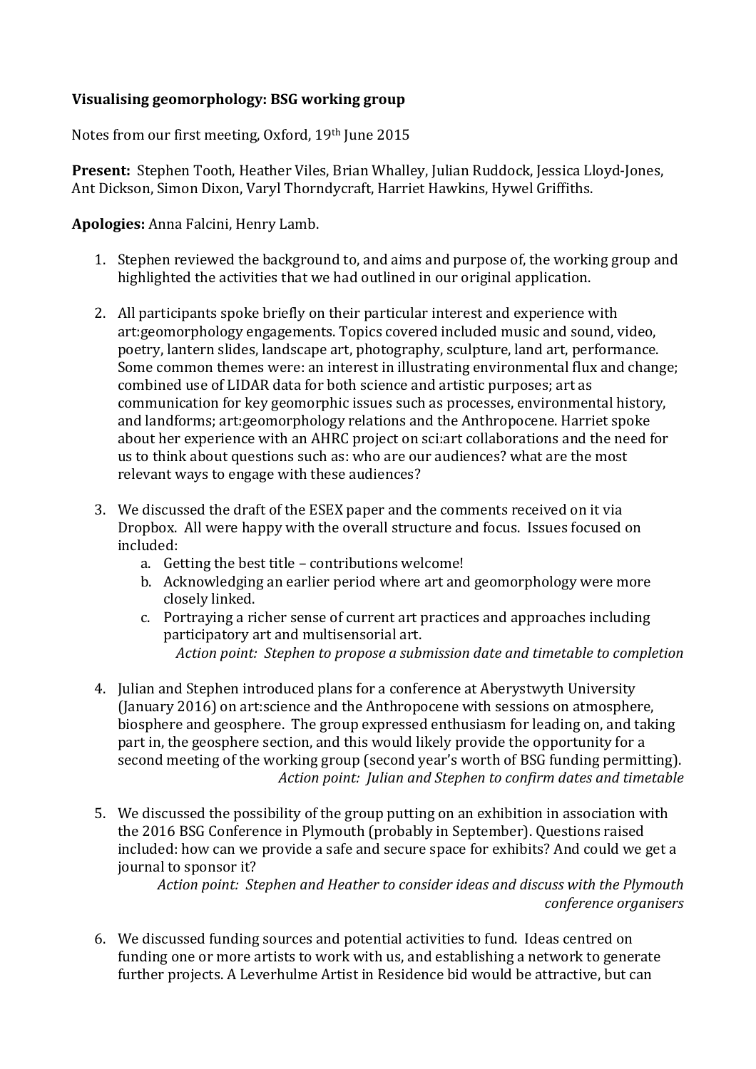**Visualising geomorphology: BSG working group**

Notes from our first meeting, Oxford, 19th June 2015

**Present:** Stephen Tooth, Heather Viles, Brian Whalley, Julian Ruddock, Jessica Lloyd-Jones, Ant Dickson, Simon Dixon, Varyl Thorndycraft, Harriet Hawkins, Hywel Griffiths.

**Apologies:** Anna Falcini, Henry Lamb.

1. Stephen reviewed the background to, and aims and purpose of, the working group and highlighted the activities that we had outlined in our original application.

2. All participants spoke briefly on their particular interest and experience with art:geomorphology engagements. Topics covered included music and sound, video, poetry, lantern slides, landscape art, photography, sculpture, land art, performance. Some common themes were: an interest in illustrating environmental flux and change; combined use of LIDAR data for both science and artistic purposes; art as communication for key geomorphic issues such as processes, environmental history, and landforms; art:geomorphology relations and the Anthropocene. Harriet spoke about her experience with an AHRC project on sci:art collaborations and the need for us to think about questions such as: who are our audiences? what are the most relevant ways to engage with these audiences?

3. We discussed the draft of the ESEX paper and the comments received on it via Dropbox. All were happy with the overall structure and focus. Issues focused on included:
   a. Getting the best title – contributions welcome!
   b. Acknowledging an earlier period where art and geomorphology were more closely linked.
   c. Portraying a richer sense of current art practices and approaches including participatory art and multisensorial art.

   *Action point: Stephen to propose a submission date and timetable to completion*

4. Julian and Stephen introduced plans for a conference at Aberystwyth University (January 2016) on art:science and the Anthropocene with sessions on atmosphere, biosphere and geosphere. The group expressed enthusiasm for leading on, and taking part in, the geosphere section, and this would likely provide the opportunity for a second meeting of the working group (second year's worth of BSG funding permitting).

   *Action point: Julian and Stephen to confirm dates and timetable*

5. We discussed the possibility of the group putting on an exhibition in association with the 2016 BSG Conference in Plymouth (probably in September). Questions raised included: how can we provide a safe and secure space for exhibits? And could we get a journal to sponsor it?

   *Action point: Stephen and Heather to consider ideas and discuss with the Plymouth conference organisers*

6. We discussed funding sources and potential activities to fund. Ideas centred on funding one or more artists to work with us, and establishing a network to generate further projects. A Leverhulme Artist in Residence bid would be attractive, but can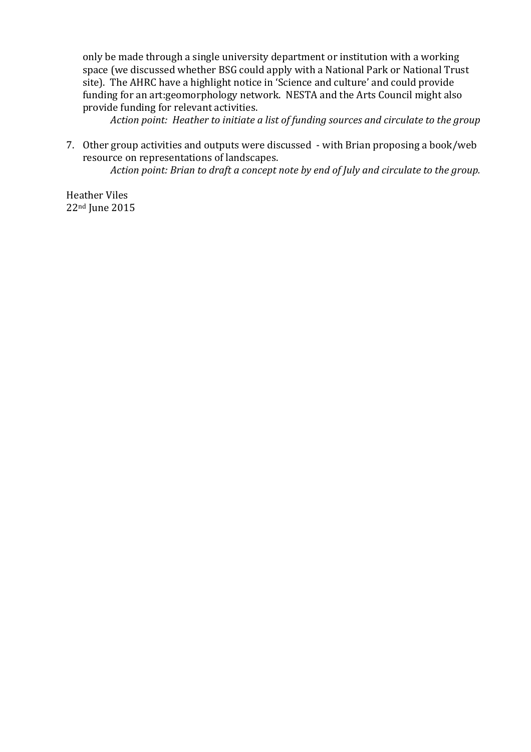only be made through a single university department or institution with a working space (we discussed whether BSG could apply with a National Park or National Trust site). The AHRC have a highlight notice in 'Science and culture' and could provide funding for an art:geomorphology network. NESTA and the Arts Council might also provide funding for relevant activities.

*Action point: Heather to initiate a list of funding sources and circulate to the group*

7. Other group activities and outputs were discussed - with Brian proposing a book/web resource on representations of landscapes.

   *Action point: Brian to draft a concept note by end of July and circulate to the group.*

Heather Viles
22nd June 2015